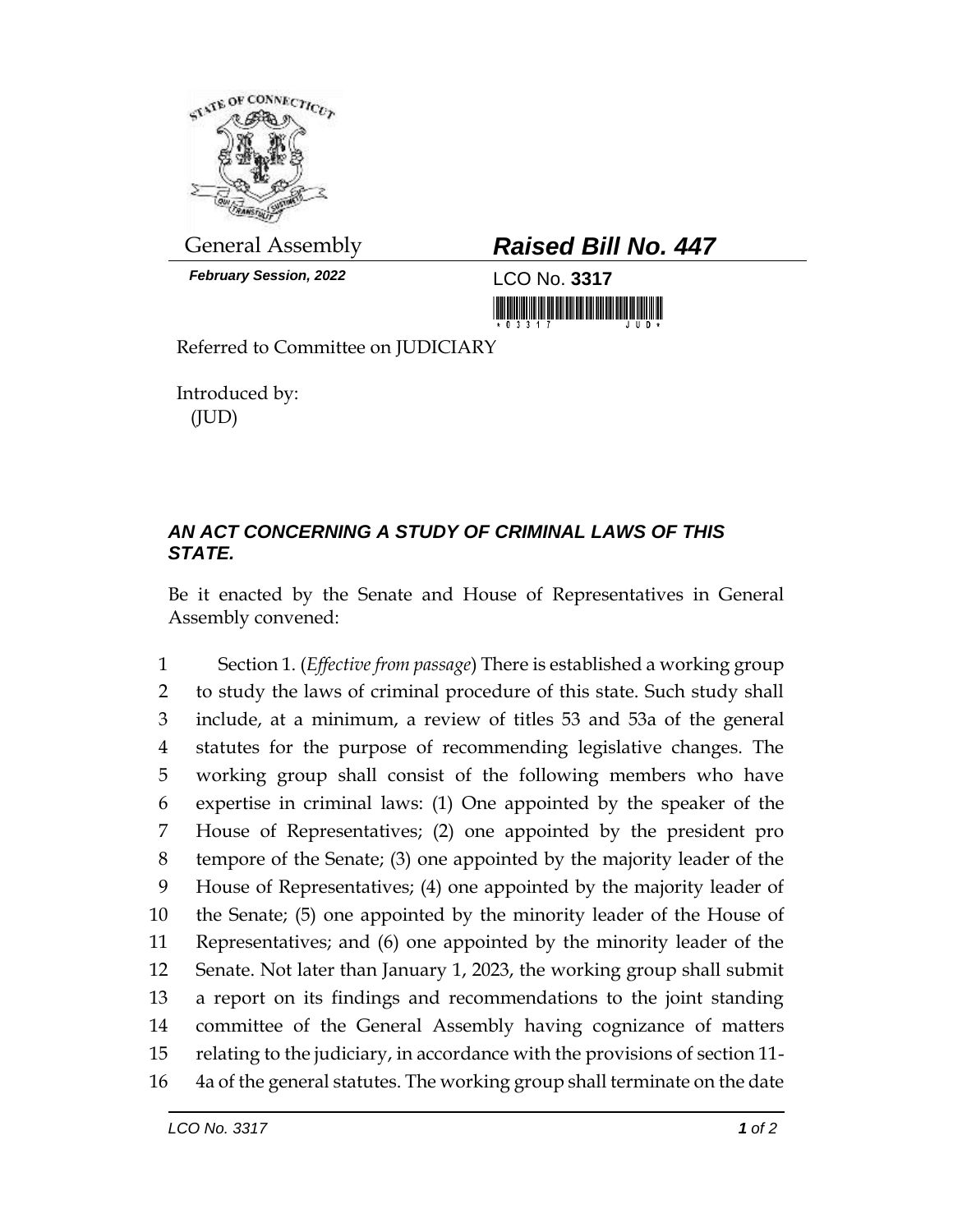General Assembly

***February Session, 2022***

## *Raised Bill No. 447*

LCO No. **3317**

Referred to Committee on JUDICIARY

Introduced by:
(JUD)

### *AN ACT CONCERNING A STUDY OF CRIMINAL LAWS OF THIS STATE.*

Be it enacted by the Senate and House of Representatives in General Assembly convened:

1 Section 1. (*Effective from passage*) There is established a working group
2 to study the laws of criminal procedure of this state. Such study shall
3 include, at a minimum, a review of titles 53 and 53a of the general
4 statutes for the purpose of recommending legislative changes. The
5 working group shall consist of the following members who have
6 expertise in criminal laws: (1) One appointed by the speaker of the
7 House of Representatives; (2) one appointed by the president pro
8 tempore of the Senate; (3) one appointed by the majority leader of the
9 House of Representatives; (4) one appointed by the majority leader of
10 the Senate; (5) one appointed by the minority leader of the House of
11 Representatives; and (6) one appointed by the minority leader of the
12 Senate. Not later than January 1, 2023, the working group shall submit
13 a report on its findings and recommendations to the joint standing
14 committee of the General Assembly having cognizance of matters
15 relating to the judiciary, in accordance with the provisions of section 11-
16 4a of the general statutes. The working group shall terminate on the date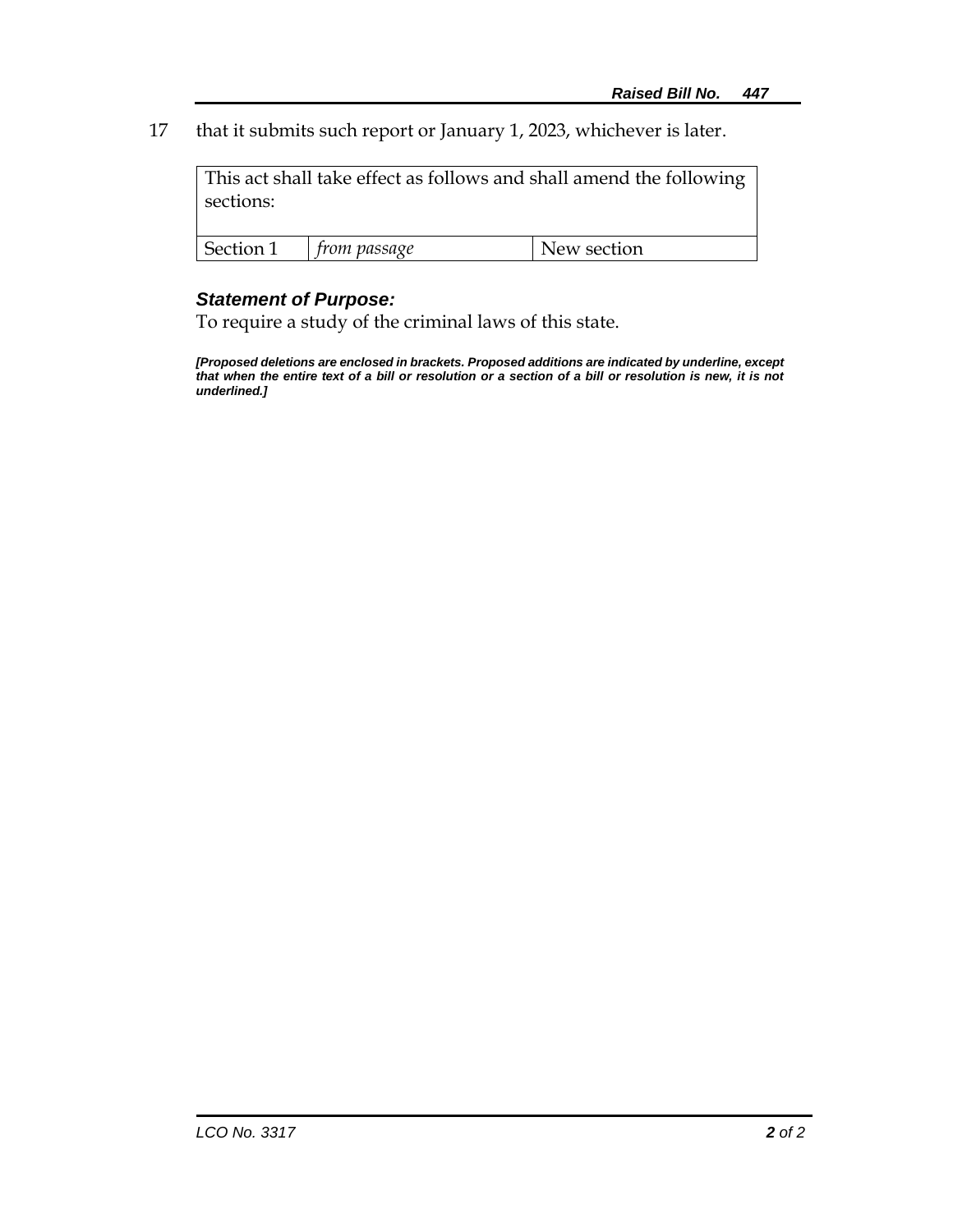17 that it submits such report or January 1, 2023, whichever is later.

| This act shall take effect as follows and shall amend the following sections: | | |
|---|---|---|
| Section 1 | *from passage* | New section |

### *Statement of Purpose:*

To require a study of the criminal laws of this state.

***[Proposed deletions are enclosed in brackets. Proposed additions are indicated by underline, except that when the entire text of a bill or resolution or a section of a bill or resolution is new, it is not underlined.]***